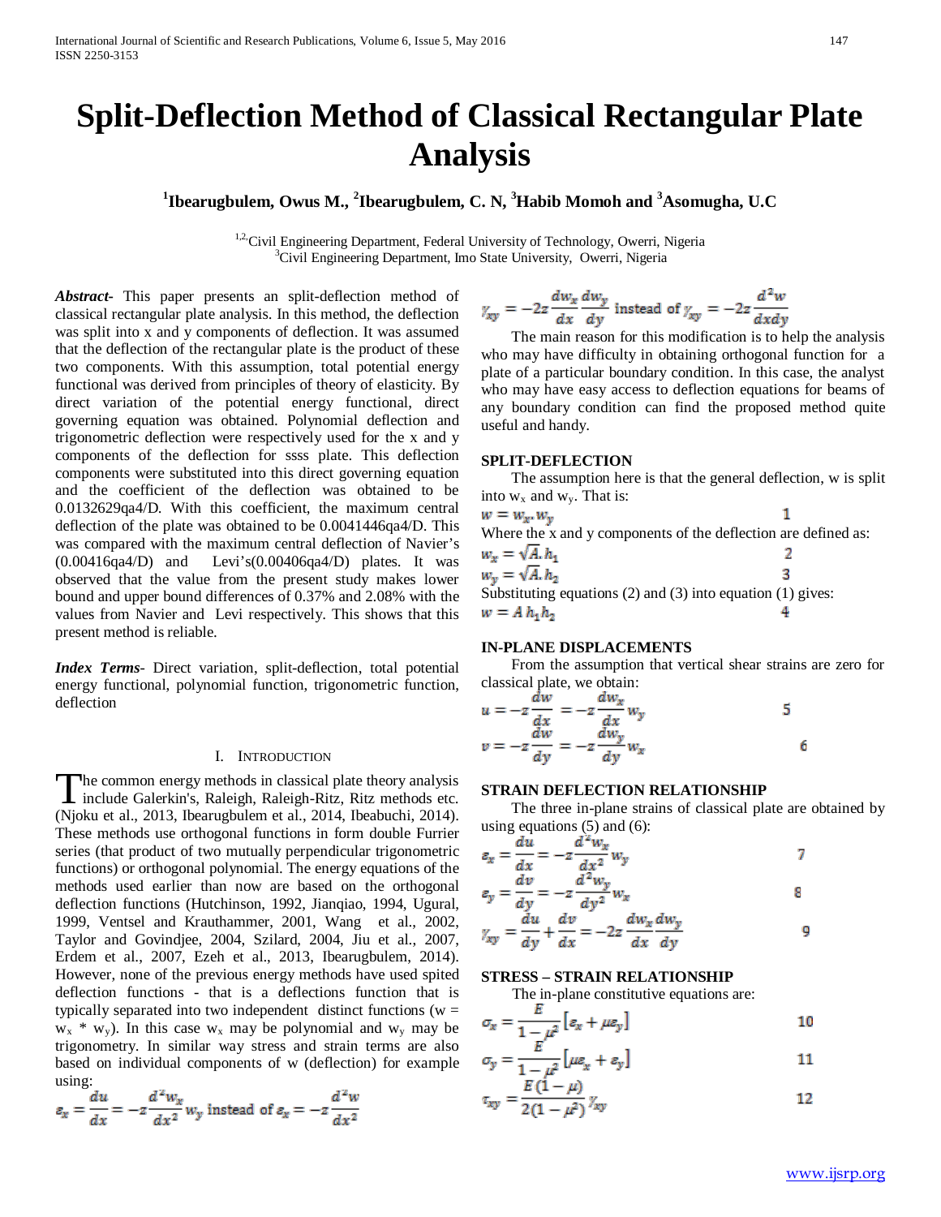# Split-Deflection Method of Classical Rectangular Plate Analysis

**[1]Ibearugbulem, Owus M., [2]Ibearugbulem, C. N, [3]Habib Momoh and [3]Asomugha, U.C**

[1,2] Civil Engineering Department, Federal University of Technology, Owerri, Nigeria
[3] Civil Engineering Department, Imo State University, Owerri, Nigeria

***Abstract*-** This paper presents an split-deflection method of classical rectangular plate analysis. In this method, the deflection was split into x and y components of deflection. It was assumed that the deflection of the rectangular plate is the product of these two components. With this assumption, total potential energy functional was derived from principles of theory of elasticity. By direct variation of the potential energy functional, direct governing equation was obtained. Polynomial deflection and trigonometric deflection were respectively used for the x and y components of the deflection for ssss plate. This deflection components were substituted into this direct governing equation and the coefficient of the deflection was obtained to be 0.0132629qa4/D. With this coefficient, the maximum central deflection of the plate was obtained to be 0.0041446qa4/D. This was compared with the maximum central deflection of Navier's (0.00416qa4/D) and Levi's(0.00406qa4/D) plates. It was observed that the value from the present study makes lower bound and upper bound differences of 0.37% and 2.08% with the values from Navier and Levi respectively. This shows that this present method is reliable.

***Index Terms*-** Direct variation, split-deflection, total potential energy functional, polynomial function, trigonometric function, deflection

## I. Introduction

The common energy methods in classical plate theory analysis include Galerkin's, Raleigh, Raleigh-Ritz, Ritz methods etc. (Njoku et al., 2013, Ibearugbulem et al., 2014, Ibeabuchi, 2014). These methods use orthogonal functions in form double Furrier series (that product of two mutually perpendicular trigonometric functions) or orthogonal polynomial. The energy equations of the methods used earlier than now are based on the orthogonal deflection functions (Hutchinson, 1992, Jianqiao, 1994, Ugural, 1999, Ventsel and Krauthammer, 2001, Wang et al., 2002, Taylor and Govindjee, 2004, Szilard, 2004, Jiu et al., 2007, Erdem et al., 2007, Ezeh et al., 2013, Ibearugbulem, 2014). However, none of the previous energy methods have used spited deflection functions - that is a deflections function that is typically separated into two independent distinct functions ($w = w_x * w_y$). In this case $w_x$ may be polynomial and $w_y$ may be trigonometry. In similar way stress and strain terms are also based on individual components of w (deflection) for example using:

$$\varepsilon_x = \frac{du}{dx} = -z\frac{d^2w_x}{dx^2}w_y \text{ instead of } \varepsilon_x = -z\frac{d^2w}{dx^2}$$

$$\gamma_{xy} = -2z\frac{dw_x}{dx}\frac{dw_y}{dy} \text{ instead of } \gamma_{xy} = -2z\frac{d^2w}{dxdy}$$

The main reason for this modification is to help the analysis who may have difficulty in obtaining orthogonal function for a plate of a particular boundary condition. In this case, the analyst who may have easy access to deflection equations for beams of any boundary condition can find the proposed method quite useful and handy.

### SPLIT-DEFLECTION

The assumption here is that the general deflection, w is split into $w_x$ and $w_y$. That is:

$$w = w_x.w_y \qquad 1$$

Where the x and y components of the deflection are defined as:

$$w_x = \sqrt{A}.h_1 \qquad 2$$

$$w_y = \sqrt{A}.h_2 \qquad 3$$

Substituting equations (2) and (3) into equation (1) gives:

$$w = A\,h_1h_2 \qquad 4$$

### IN-PLANE DISPLACEMENTS

From the assumption that vertical shear strains are zero for classical plate, we obtain:

$$u = -z\frac{dw}{dx} = -z\frac{dw_x}{dx}w_y \qquad 5$$

$$v = -z\frac{dw}{dy} = -z\frac{dw_y}{dy}w_x \qquad 6$$

### STRAIN DEFLECTION RELATIONSHIP

The three in-plane strains of classical plate are obtained by using equations (5) and (6):

$$\varepsilon_x = \frac{du}{dx} = -z\frac{d^2w_x}{dx^2}w_y \qquad 7$$

$$\varepsilon_y = \frac{dv}{dy} = -z\frac{d^2w_y}{dy^2}w_x \qquad 8$$

$$\gamma_{xy} = \frac{du}{dy} + \frac{dv}{dx} = -2z\frac{dw_x}{dx}\frac{dw_y}{dy} \qquad 9$$

### STRESS – STRAIN RELATIONSHIP

The in-plane constitutive equations are:

$$\sigma_x = \frac{E}{1-\mu^2}\left[\varepsilon_x + \mu\varepsilon_y\right] \qquad 10$$

$$\sigma_y = \frac{E}{1-\mu^2}\left[\mu\varepsilon_x + \varepsilon_y\right] \qquad 11$$

$$\tau_{xy} = \frac{E(1-\mu)}{2(1-\mu^2)}\gamma_{xy} \qquad 12$$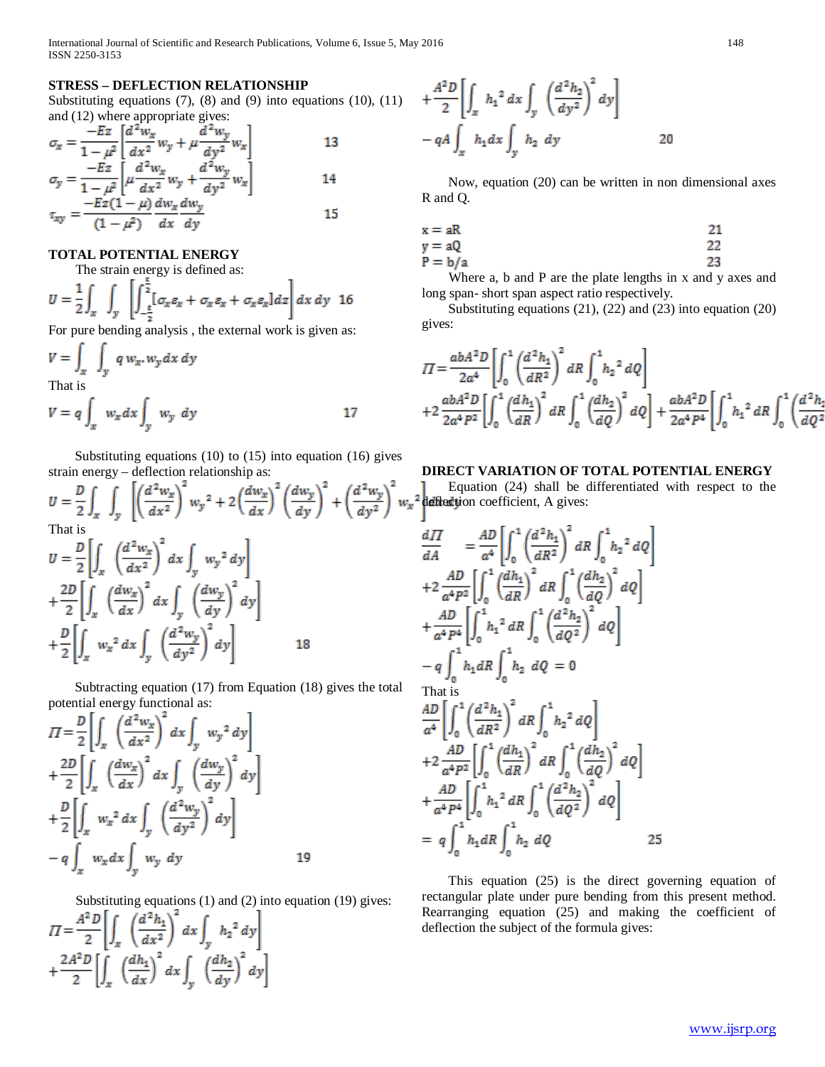## STRESS – DEFLECTION RELATIONSHIP

Substituting equations (7), (8) and (9) into equations (10), (11) and (12) where appropriate gives:

$$\sigma_x = \frac{-Ez}{1-\mu^2}\left[\frac{d^2w_x}{dx^2}w_y + \mu\frac{d^2w_y}{dy^2}w_x\right] \qquad 13$$

$$\sigma_y = \frac{-Ez}{1-\mu^2}\left[\mu\frac{d^2w_x}{dx^2}w_y + \frac{d^2w_y}{dy^2}w_x\right] \qquad 14$$

$$\tau_{xy} = \frac{-Ez(1-\mu)}{(1-\mu^2)}\frac{dw_x}{dx}\frac{dw_y}{dy} \qquad 15$$

## TOTAL POTENTIAL ENERGY

The strain energy is defined as:

$$U = \frac{1}{2}\int_x\int_y\left[\int_{-\frac{t}{2}}^{\frac{t}{2}}[\sigma_x e_x + \sigma_x e_x + \sigma_x e_x]dz\right]dx\,dy \quad 16$$

For pure bending analysis , the external work is given as:

$$V = \int_x\int_y q\, w_x . w_y\, dx\, dy$$

That is

$$V = q\int_x w_x dx\int_y w_y\, dy \qquad 17$$

Substituting equations (10) to (15) into equation (16) gives strain energy – deflection relationship as:

$$U = \frac{D}{2}\int_x\int_y\left[\left(\frac{d^2w_x}{dx^2}\right)^2 w_y{}^2 + 2\left(\frac{dw_x}{dx}\right)^2\left(\frac{dw_y}{dy}\right)^2 + \left(\frac{d^2w_y}{dy^2}\right)^2 w_x{}^2\right]$$

That is

$$U = \frac{D}{2}\left[\int_x\left(\frac{d^2w_x}{dx^2}\right)^2 dx\int_y w_y{}^2 dy\right] + \frac{2D}{2}\left[\int_x\left(\frac{dw_x}{dx}\right)^2 dx\int_y\left(\frac{dw_y}{dy}\right)^2 dy\right] + \frac{D}{2}\left[\int_x w_x{}^2 dx\int_y\left(\frac{d^2w_y}{dy^2}\right)^2 dy\right] \qquad 18$$

Subtracting equation (17) from Equation (18) gives the total potential energy functional as:

$$\Pi = \frac{D}{2}\left[\int_x\left(\frac{d^2w_x}{dx^2}\right)^2 dx\int_y w_y{}^2 dy\right] + \frac{2D}{2}\left[\int_x\left(\frac{dw_x}{dx}\right)^2 dx\int_y\left(\frac{dw_y}{dy}\right)^2 dy\right] + \frac{D}{2}\left[\int_x w_x{}^2 dx\int_y\left(\frac{d^2w_y}{dy^2}\right)^2 dy\right] - q\int_x w_x dx\int_y w_y\, dy \qquad 19$$

Substituting equations (1) and (2) into equation (19) gives:

$$\Pi = \frac{A^2D}{2}\left[\int_x\left(\frac{d^2h_1}{dx^2}\right)^2 dx\int_y h_2{}^2 dy\right] + \frac{2A^2D}{2}\left[\int_x\left(\frac{dh_1}{dx}\right)^2 dx\int_y\left(\frac{dh_2}{dy}\right)^2 dy\right] + \frac{A^2D}{2}\left[\int_x h_1{}^2 dx\int_y\left(\frac{d^2h_2}{dy^2}\right)^2 dy\right] - qA\int_x h_1 dx\int_y h_2\, dy \qquad 20$$

Now, equation (20) can be written in non dimensional axes R and Q.

$$x = aR \qquad 21$$

$$y = aQ \qquad 22$$

$$P = b/a \qquad 23$$

Where a, b and P are the plate lengths in x and y axes and long span- short span aspect ratio respectively.

Substituting equations (21), (22) and (23) into equation (20) gives:

$$\Pi = \frac{abA^2D}{2a^4}\left[\int_0^1\left(\frac{d^2h_1}{dR^2}\right)^2 dR\int_0^1 h_2{}^2 dQ\right] + 2\frac{abA^2D}{2a^4P^2}\left[\int_0^1\left(\frac{dh_1}{dR}\right)^2 dR\int_0^1\left(\frac{dh_2}{dQ}\right)^2 dQ\right] + \frac{abA^2D}{2a^4P^4}\left[\int_0^1 h_1{}^2 dR\int_0^1\left(\frac{d^2h_2}{dQ^2}\right.\right.$$

## DIRECT VARIATION OF TOTAL POTENTIAL ENERGY

Equation (24) shall be differentiated with respect to the deflection coefficient, A gives:

$$\frac{d\Pi}{dA} = \frac{AD}{a^4}\left[\int_0^1\left(\frac{d^2h_1}{dR^2}\right)^2 dR\int_0^1 h_2{}^2 dQ\right] + 2\frac{AD}{a^4P^2}\left[\int_0^1\left(\frac{dh_1}{dR}\right)^2 dR\int_0^1\left(\frac{dh_2}{dQ}\right)^2 dQ\right] + \frac{AD}{a^4P^4}\left[\int_0^1 h_1{}^2 dR\int_0^1\left(\frac{d^2h_2}{dQ^2}\right)^2 dQ\right] - q\int_0^1 h_1 dR\int_0^1 h_2\, dQ = 0$$

That is

$$\frac{AD}{a^4}\left[\int_0^1\left(\frac{d^2h_1}{dR^2}\right)^2 dR\int_0^1 h_2{}^2 dQ\right] + 2\frac{AD}{a^4P^2}\left[\int_0^1\left(\frac{dh_1}{dR}\right)^2 dR\int_0^1\left(\frac{dh_2}{dQ}\right)^2 dQ\right] + \frac{AD}{a^4P^4}\left[\int_0^1 h_1{}^2 dR\int_0^1\left(\frac{d^2h_2}{dQ^2}\right)^2 dQ\right] = q\int_0^1 h_1 dR\int_0^1 h_2\, dQ \qquad 25$$

This equation (25) is the direct governing equation of rectangular plate under pure bending from this present method. Rearranging equation (25) and making the coefficient of deflection the subject of the formula gives: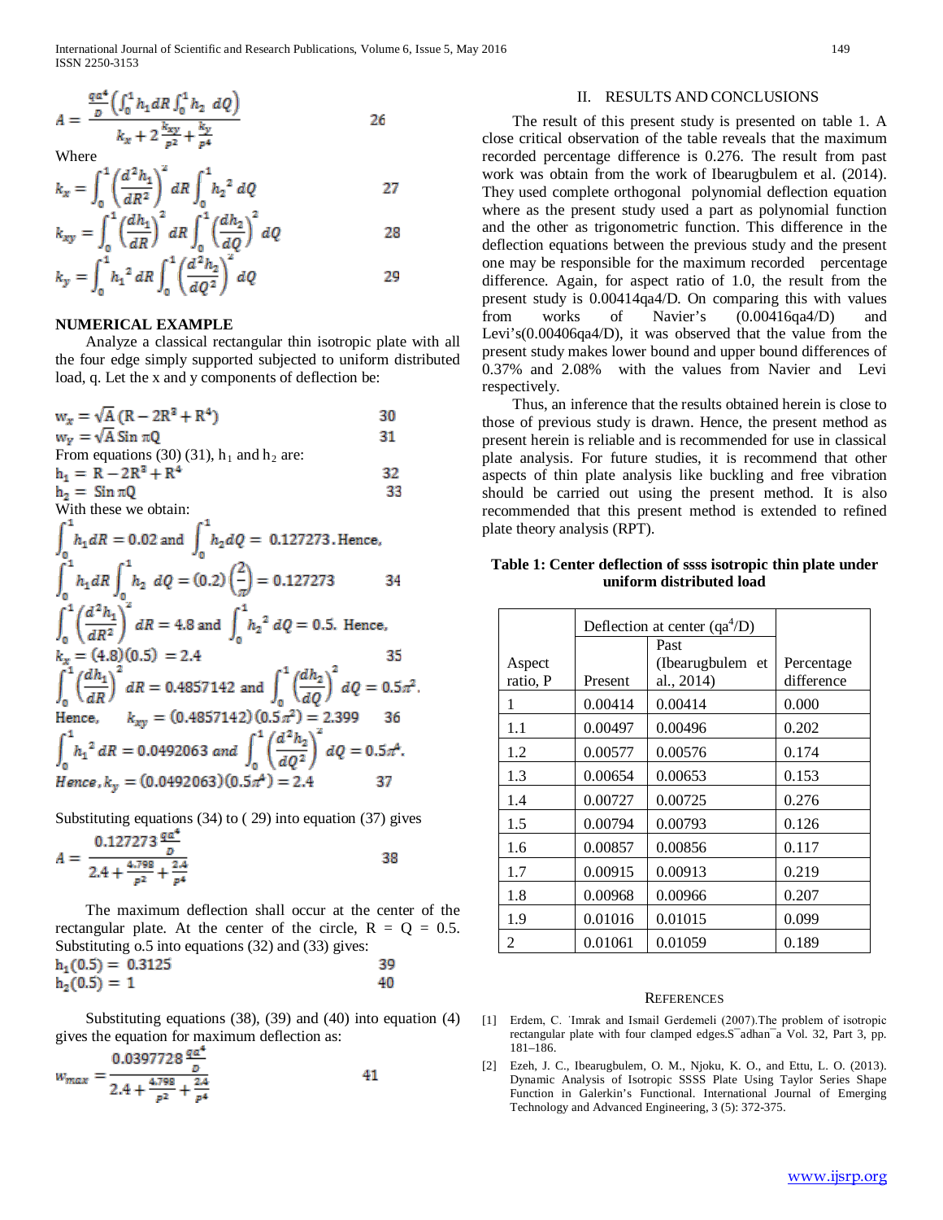$$A = \frac{\frac{qa^4}{D}\left(\int_0^1 h_1 dR \int_0^1 h_2 \; dQ\right)}{k_x + 2\frac{k_{xy}}{P^2} + \frac{k_y}{P^4}} \qquad 26$$

Where

$$k_x = \int_0^1 \left(\frac{d^2 h_1}{dR^2}\right)^2 dR \int_0^1 h_2{}^2 \, dQ \qquad 27$$

$$k_{xy} = \int_0^1 \left(\frac{dh_1}{dR}\right)^2 dR \int_0^1 \left(\frac{dh_2}{dQ}\right)^2 dQ \qquad 28$$

$$k_y = \int_0^1 h_1{}^2 \, dR \int_0^1 \left(\frac{d^2 h_2}{dQ^2}\right)^2 dQ \qquad 29$$

**NUMERICAL EXAMPLE**

Analyze a classical rectangular thin isotropic plate with all the four edge simply supported subjected to uniform distributed load, q. Let the x and y components of deflection be:

$$w_x = \sqrt{A}\,(R - 2R^3 + R^4) \qquad 30$$

$$w_y = \sqrt{A}\,\mathrm{Sin}\,\pi Q \qquad 31$$

From equations (30) (31), $h_1$ and $h_2$ are:

$$h_1 = R - 2R^3 + R^4 \qquad 32$$

$$h_2 = \mathrm{Sin}\,\pi Q \qquad 33$$

With these we obtain:

$$\int_0^1 h_1 dR = 0.02 \text{ and } \int_0^1 h_2 dQ = 0.127273.\text{ Hence,}$$

$$\int_0^1 h_1 dR \int_0^1 h_2 \; dQ = (0.2)\left(\frac{2}{\pi}\right) = 0.127273 \qquad 34$$

$$\int_0^1 \left(\frac{d^2 h_1}{dR^2}\right)^2 dR = 4.8 \text{ and } \int_0^1 h_2{}^2 \, dQ = 0.5.\text{ Hence,}$$

$$k_x = (4.8)(0.5) = 2.4 \qquad 35$$

$$\int_0^1 \left(\frac{dh_1}{dR}\right)^2 dR = 0.4857142 \text{ and } \int_0^1 \left(\frac{dh_2}{dQ}\right)^2 dQ = 0.5\pi^2.$$

$$\text{Hence,} \quad k_{xy} = (0.4857142)(0.5\pi^2) = 2.399 \qquad 36$$

$$\int_0^1 h_1{}^2 \, dR = 0.0492063 \text{ and } \int_0^1 \left(\frac{d^2 h_2}{dQ^2}\right)^2 dQ = 0.5\pi^4.$$

$$\text{Hence}, k_y = (0.0492063)(0.5\pi^4) = 2.4 \qquad 37$$

Substituting equations (34) to ( 29) into equation (37) gives

$$A = \frac{0.127273\,\frac{qa^4}{D}}{2.4 + \frac{4.798}{P^2} + \frac{2.4}{P^4}} \qquad 38$$

The maximum deflection shall occur at the center of the rectangular plate. At the center of the circle, R = Q = 0.5. Substituting o.5 into equations (32) and (33) gives:

$$h_1(0.5) = 0.3125 \qquad 39$$

$$h_2(0.5) = 1 \qquad 40$$

Substituting equations (38), (39) and (40) into equation (4) gives the equation for maximum deflection as:

$$w_{max} = \frac{0.0397728\,\frac{qa^4}{D}}{2.4 + \frac{4.798}{P^2} + \frac{2.4}{P^4}} \qquad 41$$

## II. RESULTS AND CONCLUSIONS

The result of this present study is presented on table 1. A close critical observation of the table reveals that the maximum recorded percentage difference is 0.276. The result from past work was obtain from the work of Ibearugbulem et al. (2014). They used complete orthogonal polynomial deflection equation where as the present study used a part as polynomial function and the other as trigonometric function. This difference in the deflection equations between the previous study and the present one may be responsible for the maximum recorded percentage difference. Again, for aspect ratio of 1.0, the result from the present study is 0.00414qa4/D. On comparing this with values from works of Navier's (0.00416qa4/D) and Levi's(0.00406qa4/D), it was observed that the value from the present study makes lower bound and upper bound differences of 0.37% and 2.08% with the values from Navier and Levi respectively.

Thus, an inference that the results obtained herein is close to those of previous study is drawn. Hence, the present method as present herein is reliable and is recommended for use in classical plate analysis. For future studies, it is recommend that other aspects of thin plate analysis like buckling and free vibration should be carried out using the present method. It is also recommended that this present method is extended to refined plate theory analysis (RPT).

**Table 1: Center deflection of ssss isotropic thin plate under uniform distributed load**

| Aspect ratio, P | Deflection at center ($qa^4/D$) | | Percentage difference |
|---|---|---|---|
| | Present | Past (Ibearugbulem et al., 2014) | |
| 1 | 0.00414 | 0.00414 | 0.000 |
| 1.1 | 0.00497 | 0.00496 | 0.202 |
| 1.2 | 0.00577 | 0.00576 | 0.174 |
| 1.3 | 0.00654 | 0.00653 | 0.153 |
| 1.4 | 0.00727 | 0.00725 | 0.276 |
| 1.5 | 0.00794 | 0.00793 | 0.126 |
| 1.6 | 0.00857 | 0.00856 | 0.117 |
| 1.7 | 0.00915 | 0.00913 | 0.219 |
| 1.8 | 0.00968 | 0.00966 | 0.207 |
| 1.9 | 0.01016 | 0.01015 | 0.099 |
| 2 | 0.01061 | 0.01059 | 0.189 |

## REFERENCES

[1] Erdem, C. ˙Imrak and Ismail Gerdemeli (2007).The problem of isotropic rectangular plate with four clamped edges.S¯adhan¯a Vol. 32, Part 3, pp. 181–186.

[2] Ezeh, J. C., Ibearugbulem, O. M., Njoku, K. O., and Ettu, L. O. (2013). Dynamic Analysis of Isotropic SSSS Plate Using Taylor Series Shape Function in Galerkin's Functional. International Journal of Emerging Technology and Advanced Engineering, 3 (5): 372-375.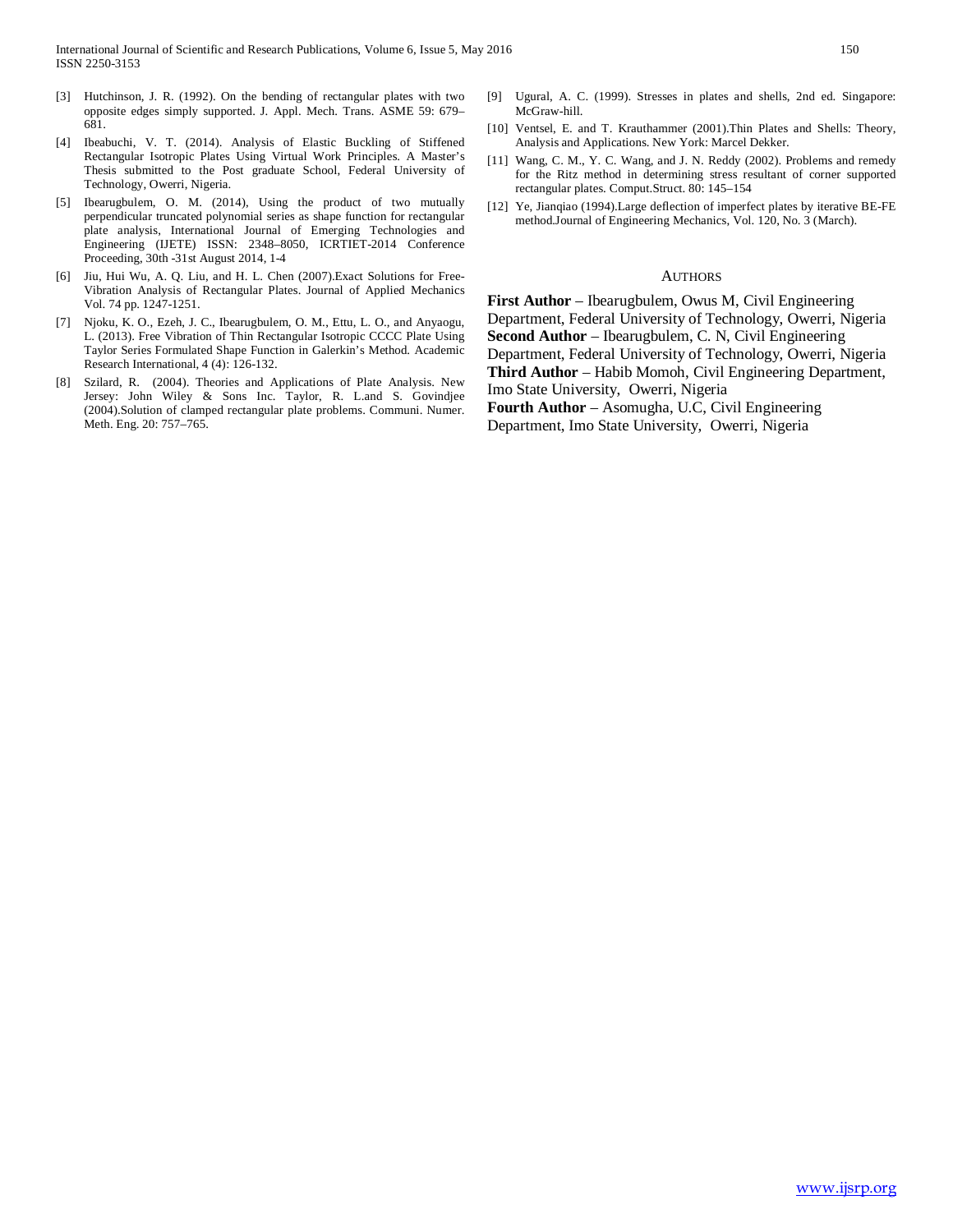[3] Hutchinson, J. R. (1992). On the bending of rectangular plates with two opposite edges simply supported. J. Appl. Mech. Trans. ASME 59: 679–681.

[4] Ibeabuchi, V. T. (2014). Analysis of Elastic Buckling of Stiffened Rectangular Isotropic Plates Using Virtual Work Principles. A Master's Thesis submitted to the Post graduate School, Federal University of Technology, Owerri, Nigeria.

[5] Ibearugbulem, O. M. (2014), Using the product of two mutually perpendicular truncated polynomial series as shape function for rectangular plate analysis, International Journal of Emerging Technologies and Engineering (IJETE) ISSN: 2348–8050, ICRTIET-2014 Conference Proceeding, 30th -31st August 2014, 1-4

[6] Jiu, Hui Wu, A. Q. Liu, and H. L. Chen (2007).Exact Solutions for Free-Vibration Analysis of Rectangular Plates. Journal of Applied Mechanics Vol. 74 pp. 1247-1251.

[7] Njoku, K. O., Ezeh, J. C., Ibearugbulem, O. M., Ettu, L. O., and Anyaogu, L. (2013). Free Vibration of Thin Rectangular Isotropic CCCC Plate Using Taylor Series Formulated Shape Function in Galerkin's Method. Academic Research International, 4 (4): 126-132.

[8] Szilard, R. (2004). Theories and Applications of Plate Analysis. New Jersey: John Wiley & Sons Inc. Taylor, R. L.and S. Govindjee (2004).Solution of clamped rectangular plate problems. Communi. Numer. Meth. Eng. 20: 757–765.

[9] Ugural, A. C. (1999). Stresses in plates and shells, 2nd ed. Singapore: McGraw-hill.

[10] Ventsel, E. and T. Krauthammer (2001).Thin Plates and Shells: Theory, Analysis and Applications. New York: Marcel Dekker.

[11] Wang, C. M., Y. C. Wang, and J. N. Reddy (2002). Problems and remedy for the Ritz method in determining stress resultant of corner supported rectangular plates. Comput.Struct. 80: 145–154

[12] Ye, Jianqiao (1994).Large deflection of imperfect plates by iterative BE-FE method.Journal of Engineering Mechanics, Vol. 120, No. 3 (March).

## Authors

**First Author** – Ibearugbulem, Owus M, Civil Engineering Department, Federal University of Technology, Owerri, Nigeria
**Second Author** – Ibearugbulem, C. N, Civil Engineering Department, Federal University of Technology, Owerri, Nigeria
**Third Author** – Habib Momoh, Civil Engineering Department, Imo State University, Owerri, Nigeria
**Fourth Author** – Asomugha, U.C, Civil Engineering Department, Imo State University, Owerri, Nigeria